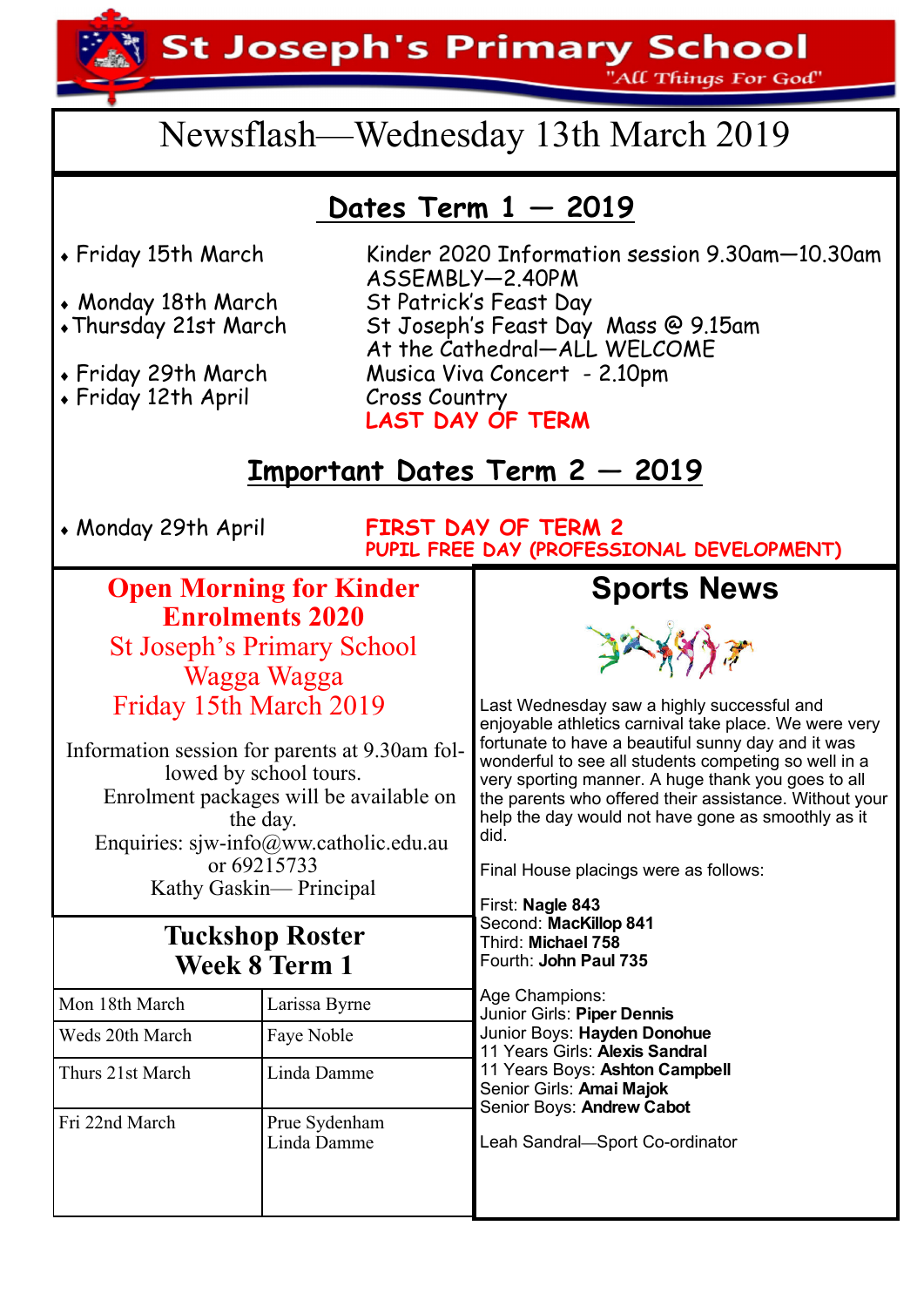# St Joseph's Primary School

"All Things For God"

## Newsflash—Wednesday 13th March 2019

## Dates Term 1 — 2019

- Friday 15th March — Kinder 2020 Information session 9.30am—10.30am
  ASSEMBLY—2.40PM
- Monday 18th March — St Patrick's Feast Day
- Thursday 21st March — St Joseph's Feast Day Mass @ 9.15am At the Cathedral—ALL WELCOME
- Friday 29th March — Musica Viva Concert - 2.10pm
- Friday 12th April — Cross Country
  **LAST DAY OF TERM**

## Important Dates Term 2 — 2019

- Monday 29th April — **FIRST DAY OF TERM 2**
  **PUPIL FREE DAY (PROFESSIONAL DEVELOPMENT)**

## Open Morning for Kinder Enrolments 2020

St Joseph's Primary School
Wagga Wagga
Friday 15th March 2019

Information session for parents at 9.30am followed by school tours.
Enrolment packages will be available on the day.
Enquiries: sjw-info@ww.catholic.edu.au or 69215733
Kathy Gaskin— Principal

## Tuckshop Roster
## Week 8 Term 1

| Day | Name |
|---|---|
| Mon 18th March | Larissa Byrne |
| Weds 20th March | Faye Noble |
| Thurs 21st March | Linda Damme |
| Fri 22nd March | Prue Sydenham<br>Linda Damme |

## Sports News

Last Wednesday saw a highly successful and enjoyable athletics carnival take place. We were very fortunate to have a beautiful sunny day and it was wonderful to see all students competing so well in a very sporting manner. A huge thank you goes to all the parents who offered their assistance. Without your help the day would not have gone as smoothly as it did.

Final House placings were as follows:

First: **Nagle 843**
Second: **MacKillop 841**
Third: **Michael 758**
Fourth: **John Paul 735**

Age Champions:
Junior Girls: **Piper Dennis**
Junior Boys: **Hayden Donohue**
11 Years Girls: **Alexis Sandral**
11 Years Boys: **Ashton Campbell**
Senior Girls: **Amai Majok**
Senior Boys: **Andrew Cabot**

Leah Sandral—Sport Co-ordinator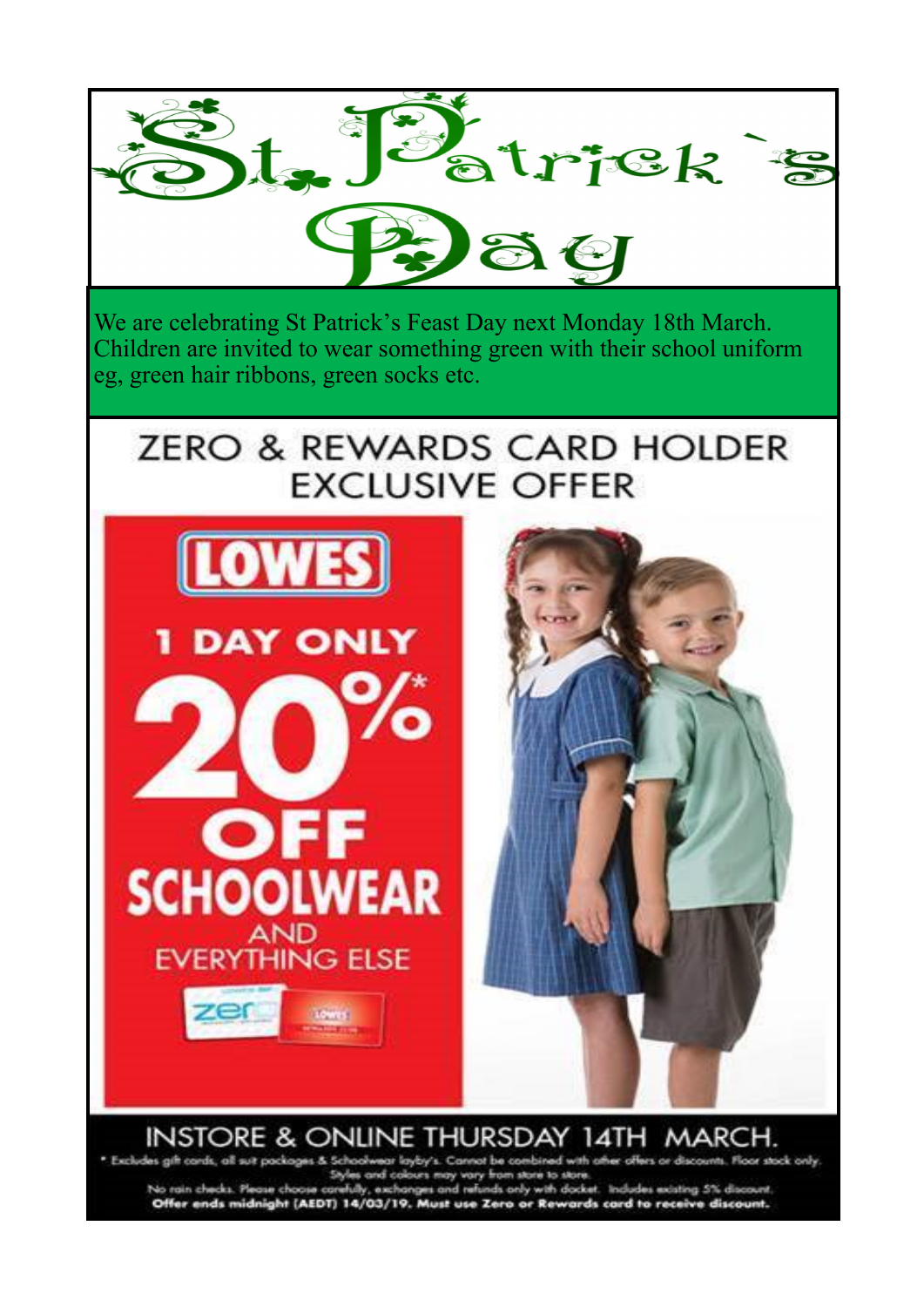# St. Patrick`s Day

We are celebrating St Patrick's Feast Day next Monday 18th March. Children are invited to wear something green with their school uniform eg, green hair ribbons, green socks etc.

## ZERO & REWARDS CARD HOLDER EXCLUSIVE OFFER

**LOWES**

**1 DAY ONLY**

**20%* OFF SCHOOLWEAR**

AND EVERYTHING ELSE

**INSTORE & ONLINE THURSDAY 14TH MARCH.**

* Excludes gift cards, all suit packages & Schoolwear layby's. Cannot be combined with other offers or discounts. Floor stock only. Styles and colours may vary from store to store. No rain checks. Please choose carefully, exchanges and refunds only with docket. Includes existing 5% discount. **Offer ends midnight (AEDT) 14/03/19. Must use Zero or Rewards card to receive discount.**